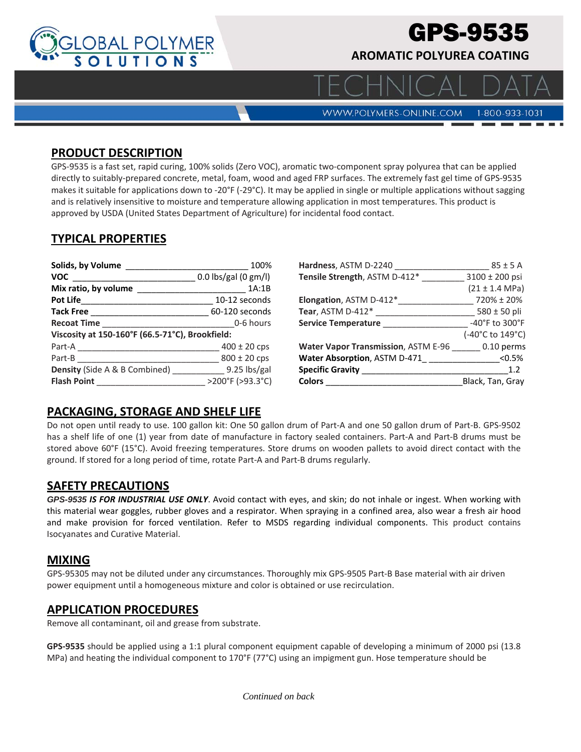# GPS-9535

## AROMATIC POLYUREA COATING

TECHNICAL DATA

WWW.POLYMERS-ONLINE.COM 1-800-933-1031

## PRODUCT DESCRIPTION

GPS-9535 is a fast set, rapid curing, 100% solids (Zero VOC), aromatic two-component spray polyurea that can be applied directly to suitably-prepared concrete, metal, foam, wood and aged FRP surfaces. The extremely fast gel time of GPS-9535 makes it suitable for applications down to -20°F (-29°C). It may be applied in single or multiple applications without sagging and is relatively insensitive to moisture and temperature allowing application in most temperatures. This product is approved by USDA (United States Department of Agriculture) for incidental food contact.

## TYPICAL PROPERTIES

| Property | Value |
|---|---|
| **Solids, by Volume** | 100% |
| **VOC** | 0.0 lbs/gal (0 gm/l) |
| **Mix ratio, by volume** | 1A:1B |
| **Pot Life** | 10-12 seconds |
| **Tack Free** | 60-120 seconds |
| **Recoat Time** | 0-6 hours |
| **Viscosity at 150-160°F (66.5-71°C), Brookfield:** | |
| Part-A | 400 ± 20 cps |
| Part-B | 800 ± 20 cps |
| **Density** (Side A & B Combined) | 9.25 lbs/gal |
| **Flash Point** | >200°F (>93.3°C) |

| Property | Value |
|---|---|
| **Hardness**, ASTM D-2240 | 85 ± 5 A |
| **Tensile Strength**, ASTM D-412* | 3100 ± 200 psi (21 ± 1.4 MPa) |
| **Elongation**, ASTM D-412* | 720% ± 20% |
| **Tear**, ASTM D-412* | 580 ± 50 pli |
| **Service Temperature** | -40°F to 300°F (-40°C to 149°C) |
| **Water Vapor Transmission**, ASTM E-96 | 0.10 perms |
| **Water Absorption**, ASTM D-471 | <0.5% |
| **Specific Gravity** | 1.2 |
| **Colors** | Black, Tan, Gray |

## PACKAGING, STORAGE AND SHELF LIFE

Do not open until ready to use. 100 gallon kit: One 50 gallon drum of Part-A and one 50 gallon drum of Part-B. GPS-9502 has a shelf life of one (1) year from date of manufacture in factory sealed containers. Part-A and Part-B drums must be stored above 60°F (15°C). Avoid freezing temperatures. Store drums on wooden pallets to avoid direct contact with the ground. If stored for a long period of time, rotate Part-A and Part-B drums regularly.

## SAFETY PRECAUTIONS

***GPS-9535 IS FOR INDUSTRIAL USE ONLY***. Avoid contact with eyes, and skin; do not inhale or ingest. When working with this material wear goggles, rubber gloves and a respirator. When spraying in a confined area, also wear a fresh air hood and make provision for forced ventilation. Refer to MSDS regarding individual components. This product contains Isocyanates and Curative Material.

## MIXING

GPS-95305 may not be diluted under any circumstances. Thoroughly mix GPS-9505 Part-B Base material with air driven power equipment until a homogeneous mixture and color is obtained or use recirculation.

## APPLICATION PROCEDURES

Remove all contaminant, oil and grease from substrate.

**GPS-9535** should be applied using a 1:1 plural component equipment capable of developing a minimum of 2000 psi (13.8 MPa) and heating the individual component to 170°F (77°C) using an impigment gun. Hose temperature should be

*Continued on back*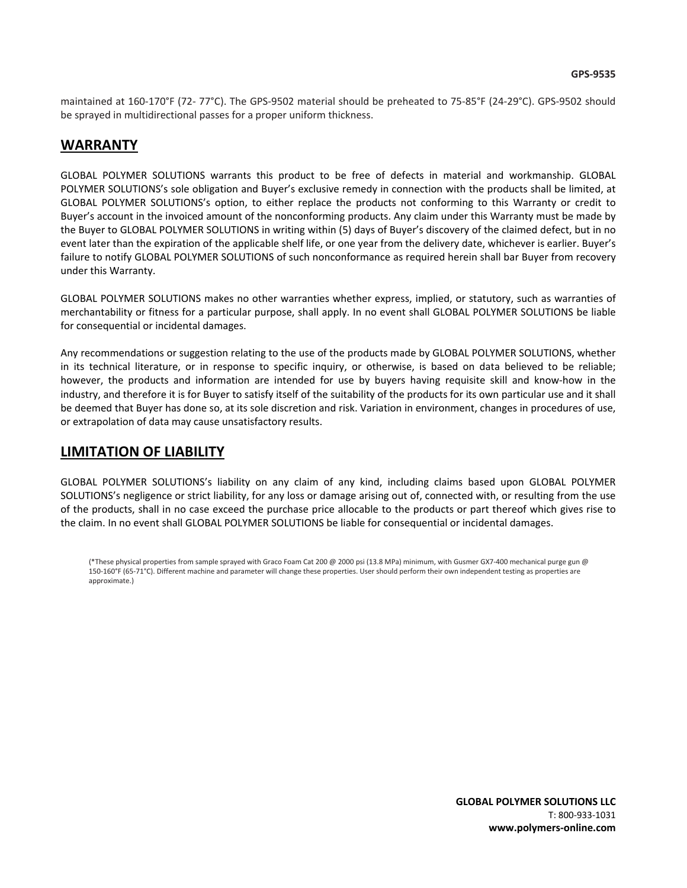maintained at 160-170°F (72- 77°C). The GPS-9502 material should be preheated to 75-85°F (24-29°C). GPS-9502 should be sprayed in multidirectional passes for a proper uniform thickness.

## WARRANTY

GLOBAL POLYMER SOLUTIONS warrants this product to be free of defects in material and workmanship. GLOBAL POLYMER SOLUTIONS's sole obligation and Buyer's exclusive remedy in connection with the products shall be limited, at GLOBAL POLYMER SOLUTIONS's option, to either replace the products not conforming to this Warranty or credit to Buyer's account in the invoiced amount of the nonconforming products. Any claim under this Warranty must be made by the Buyer to GLOBAL POLYMER SOLUTIONS in writing within (5) days of Buyer's discovery of the claimed defect, but in no event later than the expiration of the applicable shelf life, or one year from the delivery date, whichever is earlier. Buyer's failure to notify GLOBAL POLYMER SOLUTIONS of such nonconformance as required herein shall bar Buyer from recovery under this Warranty.

GLOBAL POLYMER SOLUTIONS makes no other warranties whether express, implied, or statutory, such as warranties of merchantability or fitness for a particular purpose, shall apply. In no event shall GLOBAL POLYMER SOLUTIONS be liable for consequential or incidental damages.

Any recommendations or suggestion relating to the use of the products made by GLOBAL POLYMER SOLUTIONS, whether in its technical literature, or in response to specific inquiry, or otherwise, is based on data believed to be reliable; however, the products and information are intended for use by buyers having requisite skill and know-how in the industry, and therefore it is for Buyer to satisfy itself of the suitability of the products for its own particular use and it shall be deemed that Buyer has done so, at its sole discretion and risk. Variation in environment, changes in procedures of use, or extrapolation of data may cause unsatisfactory results.

## LIMITATION OF LIABILITY

GLOBAL POLYMER SOLUTIONS's liability on any claim of any kind, including claims based upon GLOBAL POLYMER SOLUTIONS's negligence or strict liability, for any loss or damage arising out of, connected with, or resulting from the use of the products, shall in no case exceed the purchase price allocable to the products or part thereof which gives rise to the claim. In no event shall GLOBAL POLYMER SOLUTIONS be liable for consequential or incidental damages.

(*These physical properties from sample sprayed with Graco Foam Cat 200 @ 2000 psi (13.8 MPa) minimum, with Gusmer GX7-400 mechanical purge gun @ 150-160°F (65-71°C). Different machine and parameter will change these properties. User should perform their own independent testing as properties are approximate.)

**GLOBAL POLYMER SOLUTIONS LLC**
T: 800-933-1031
**www.polymers-online.com**